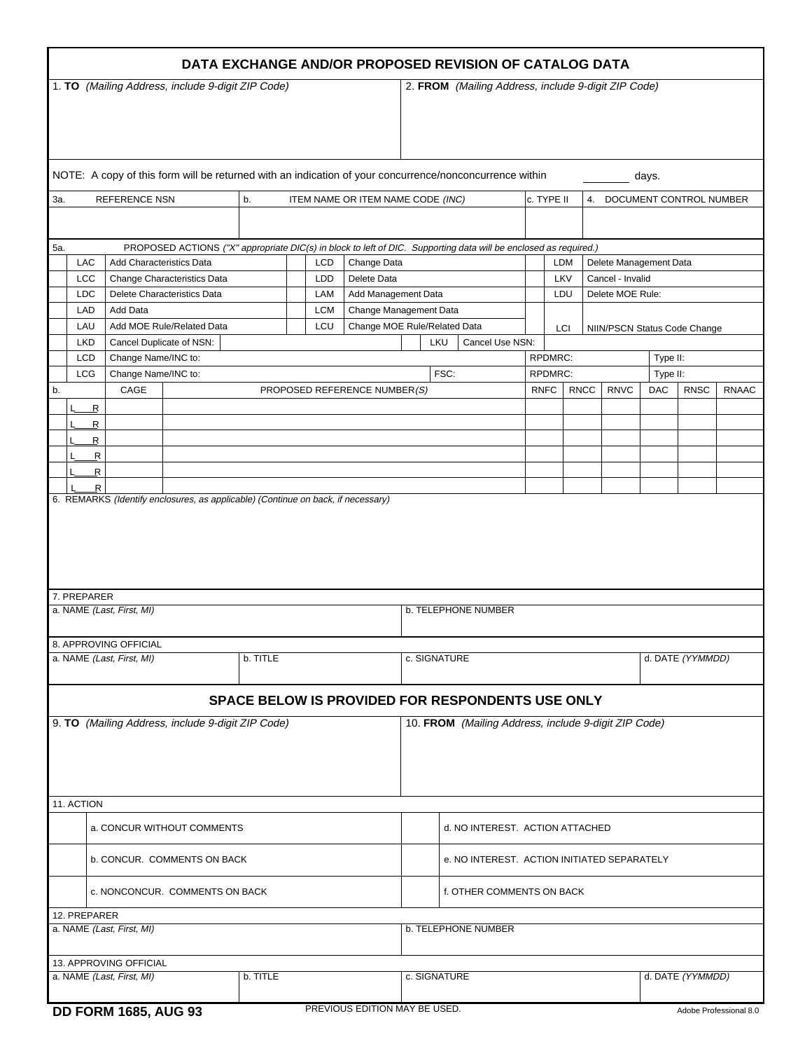# DATA EXCHANGE AND/OR PROPOSED REVISION OF CATALOG DATA

| 1. **TO** *(Mailing Address, include 9-digit ZIP Code)* | 2. **FROM** *(Mailing Address, include 9-digit ZIP Code)* |
|---|---|
| | |

NOTE: A copy of this form will be returned with an indication of your concurrence/nonconcurrence within ________ days.

| 3a. REFERENCE NSN | b. ITEM NAME OR ITEM NAME CODE *(INC)* | c. TYPE II | 4. DOCUMENT CONTROL NUMBER |
|---|---|---|---|
| | | | |

5a. PROPOSED ACTIONS *("X" appropriate DIC(s) in block to left of DIC. Supporting data will be enclosed as required.)*

| | DIC | Action | | DIC | Action | | DIC | Action |
|---|---|---|---|---|---|---|---|---|
| | LAC | Add Characteristics Data | | LCD | Change Data | | LDM | Delete Management Data |
| | LCC | Change Characteristics Data | | LDD | Delete Data | | LKV | Cancel - Invalid |
| | LDC | Delete Characteristics Data | | LAM | Add Management Data | | LDU | Delete MOE Rule: |
| | LAD | Add Data | | LCM | Change Management Data | | LCI | NIIN/PSCN Status Code Change |
| | LAU | Add MOE Rule/Related Data | | LCU | Change MOE Rule/Related Data | | | |
| | LKD | Cancel Duplicate of NSN: | | LKU | Cancel Use NSN: | | | |
| | LCD | Change Name/INC to: | | | | | RPDMRC: | Type II: |
| | LCG | Change Name/INC to: | | | FSC: | | RPDMRC: | Type II: |

| b. | CAGE | PROPOSED REFERENCE NUMBER*(S)* | RNFC | RNCC | RNVC | DAC | RNSC | RNAAC |
|---|---|---|---|---|---|---|---|---|
| L___R | | | | | | | | |
| L___R | | | | | | | | |
| L___R | | | | | | | | |
| L___R | | | | | | | | |
| L___R | | | | | | | | |
| L___R | | | | | | | | |

6. REMARKS *(Identify enclosures, as applicable) (Continue on back, if necessary)*

7. PREPARER

| a. NAME *(Last, First, MI)* | b. TELEPHONE NUMBER |
|---|---|
| | |

8. APPROVING OFFICIAL

| a. NAME *(Last, First, MI)* | b. TITLE | c. SIGNATURE | d. DATE *(YYMMDD)* |
|---|---|---|---|
| | | | |

## SPACE BELOW IS PROVIDED FOR RESPONDENTS USE ONLY

| 9. **TO** *(Mailing Address, include 9-digit ZIP Code)* | 10. **FROM** *(Mailing Address, include 9-digit ZIP Code)* |
|---|---|
| | |

11. ACTION

| | | | |
|---|---|---|---|
| | a. CONCUR WITHOUT COMMENTS | | d. NO INTEREST. ACTION ATTACHED |
| | b. CONCUR. COMMENTS ON BACK | | e. NO INTEREST. ACTION INITIATED SEPARATELY |
| | c. NONCONCUR. COMMENTS ON BACK | | f. OTHER COMMENTS ON BACK |

12. PREPARER

| a. NAME *(Last, First, MI)* | b. TELEPHONE NUMBER |
|---|---|
| | |

13. APPROVING OFFICIAL

| a. NAME *(Last, First, MI)* | b. TITLE | c. SIGNATURE | d. DATE *(YYMMDD)* |
|---|---|---|---|
| | | | |

**DD FORM 1685, AUG 93** PREVIOUS EDITION MAY BE USED. Adobe Professional 8.0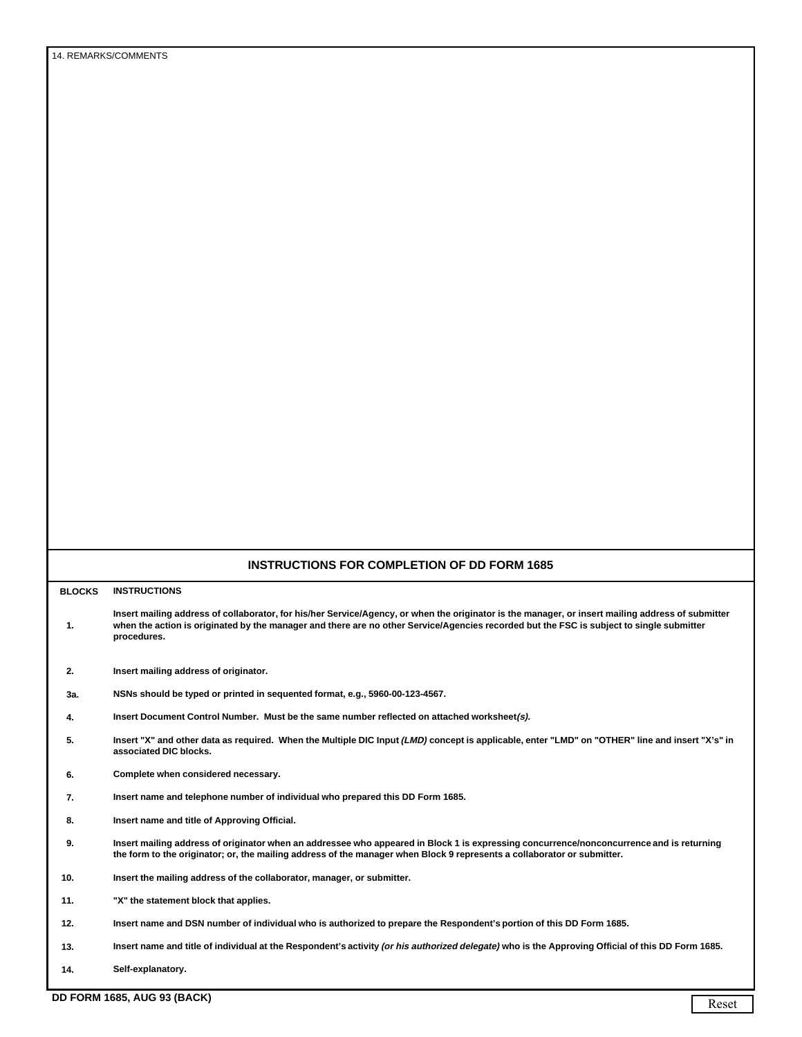14. REMARKS/COMMENTS

## INSTRUCTIONS FOR COMPLETION OF DD FORM 1685

| BLOCKS | INSTRUCTIONS |
|---|---|
| 1. | Insert mailing address of collaborator, for his/her Service/Agency, or when the originator is the manager, or insert mailing address of submitter when the action is originated by the manager and there are no other Service/Agencies recorded but the FSC is subject to single submitter procedures. |
| 2. | Insert mailing address of originator. |
| 3a. | NSNs should be typed or printed in sequented format, e.g., 5960-00-123-4567. |
| 4. | Insert Document Control Number. Must be the same number reflected on attached worksheet*(s).* |
| 5. | Insert "X" and other data as required. When the Multiple DIC Input *(LMD)* concept is applicable, enter "LMD" on "OTHER" line and insert "X's" in associated DIC blocks. |
| 6. | Complete when considered necessary. |
| 7. | Insert name and telephone number of individual who prepared this DD Form 1685. |
| 8. | Insert name and title of Approving Official. |
| 9. | Insert mailing address of originator when an addressee who appeared in Block 1 is expressing concurrence/nonconcurrence and is returning the form to the originator; or, the mailing address of the manager when Block 9 represents a collaborator or submitter. |
| 10. | Insert the mailing address of the collaborator, manager, or submitter. |
| 11. | "X" the statement block that applies. |
| 12. | Insert name and DSN number of individual who is authorized to prepare the Respondent's portion of this DD Form 1685. |
| 13. | Insert name and title of individual at the Respondent's activity *(or his authorized delegate)* who is the Approving Official of this DD Form 1685. |
| 14. | Self-explanatory. |

**DD FORM 1685, AUG 93 (BACK)**

Reset